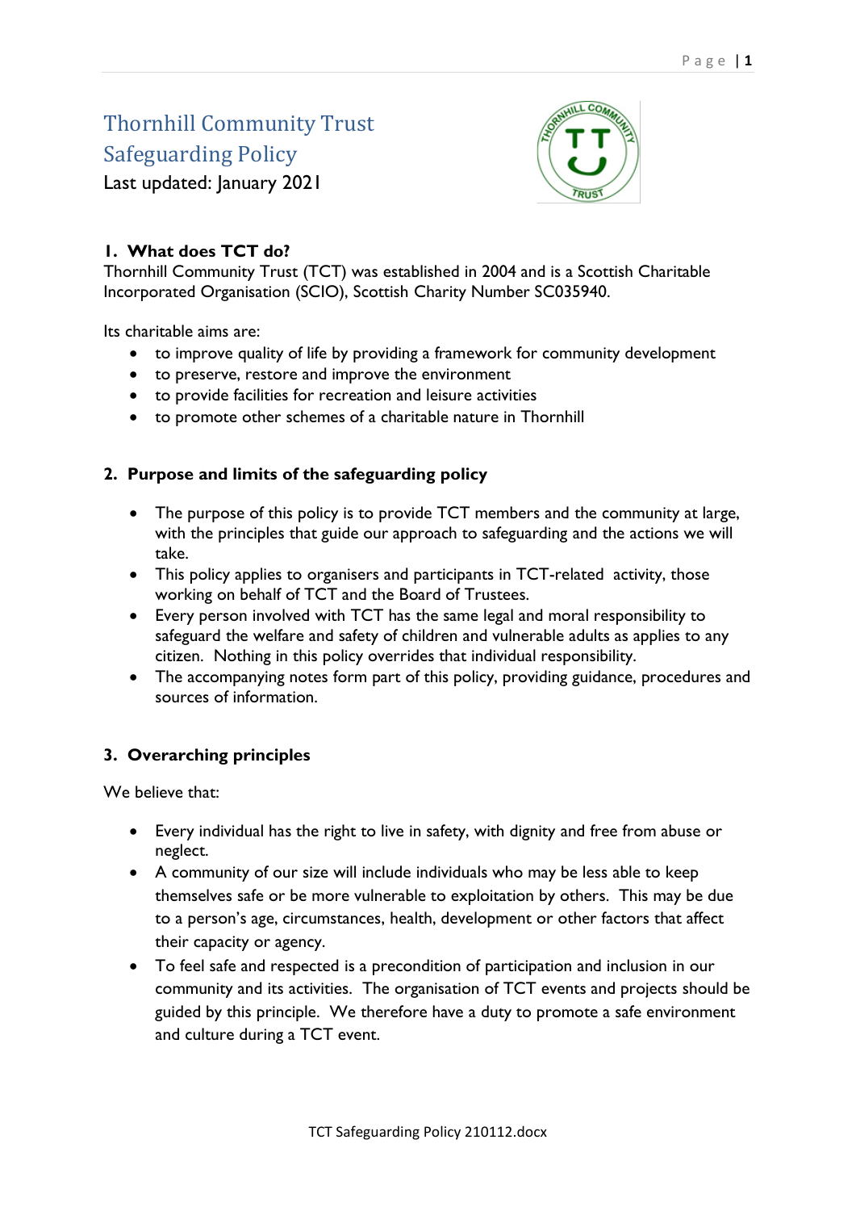# Thornhill Community Trust Safeguarding Policy

Last updated: January 2021

## 1. What does TCT do?

Thornhill Community Trust (TCT) was established in 2004 and is a Scottish Charitable Incorporated Organisation (SCIO), Scottish Charity Number SC035940.

Its charitable aims are:

- to improve quality of life by providing a framework for community development
- to preserve, restore and improve the environment
- to provide facilities for recreation and leisure activities
- to promote other schemes of a charitable nature in Thornhill

## 2. Purpose and limits of the safeguarding policy

- The purpose of this policy is to provide TCT members and the community at large, with the principles that guide our approach to safeguarding and the actions we will take.
- This policy applies to organisers and participants in TCT-related activity, those working on behalf of TCT and the Board of Trustees.
- Every person involved with TCT has the same legal and moral responsibility to safeguard the welfare and safety of children and vulnerable adults as applies to any citizen. Nothing in this policy overrides that individual responsibility.
- The accompanying notes form part of this policy, providing guidance, procedures and sources of information.

## 3. Overarching principles

We believe that:

- Every individual has the right to live in safety, with dignity and free from abuse or neglect.
- A community of our size will include individuals who may be less able to keep themselves safe or be more vulnerable to exploitation by others. This may be due to a person's age, circumstances, health, development or other factors that affect their capacity or agency.
- To feel safe and respected is a precondition of participation and inclusion in our community and its activities. The organisation of TCT events and projects should be guided by this principle. We therefore have a duty to promote a safe environment and culture during a TCT event.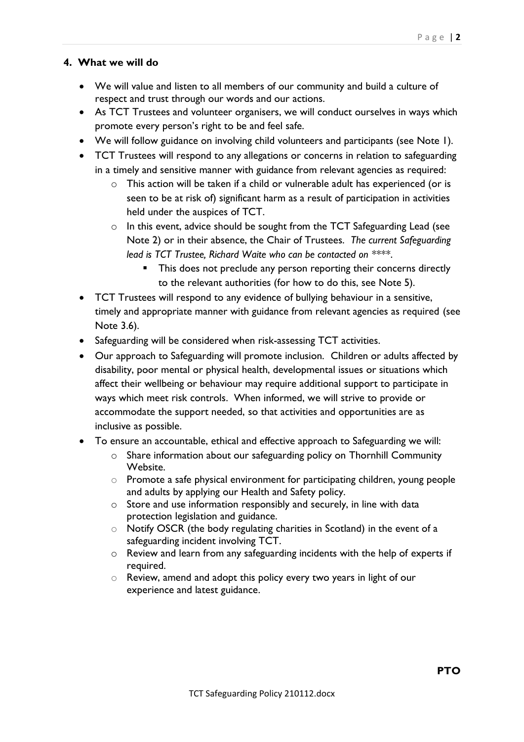## 4. What we will do

- We will value and listen to all members of our community and build a culture of respect and trust through our words and our actions.
- As TCT Trustees and volunteer organisers, we will conduct ourselves in ways which promote every person's right to be and feel safe.
- We will follow guidance on involving child volunteers and participants (see Note 1).
- TCT Trustees will respond to any allegations or concerns in relation to safeguarding in a timely and sensitive manner with guidance from relevant agencies as required:
    - This action will be taken if a child or vulnerable adult has experienced (or is seen to be at risk of) significant harm as a result of participation in activities held under the auspices of TCT.
    - In this event, advice should be sought from the TCT Safeguarding Lead (see Note 2) or in their absence, the Chair of Trustees. *The current Safeguarding lead is TCT Trustee, Richard Waite who can be contacted on \*\*\*\*.*
        - This does not preclude any person reporting their concerns directly to the relevant authorities (for how to do this, see Note 5).
- TCT Trustees will respond to any evidence of bullying behaviour in a sensitive, timely and appropriate manner with guidance from relevant agencies as required (see Note 3.6).
- Safeguarding will be considered when risk-assessing TCT activities.
- Our approach to Safeguarding will promote inclusion. Children or adults affected by disability, poor mental or physical health, developmental issues or situations which affect their wellbeing or behaviour may require additional support to participate in ways which meet risk controls. When informed, we will strive to provide or accommodate the support needed, so that activities and opportunities are as inclusive as possible.
- To ensure an accountable, ethical and effective approach to Safeguarding we will:
    - Share information about our safeguarding policy on Thornhill Community Website.
    - Promote a safe physical environment for participating children, young people and adults by applying our Health and Safety policy.
    - Store and use information responsibly and securely, in line with data protection legislation and guidance.
    - Notify OSCR (the body regulating charities in Scotland) in the event of a safeguarding incident involving TCT.
    - Review and learn from any safeguarding incidents with the help of experts if required.
    - Review, amend and adopt this policy every two years in light of our experience and latest guidance.

**PTO**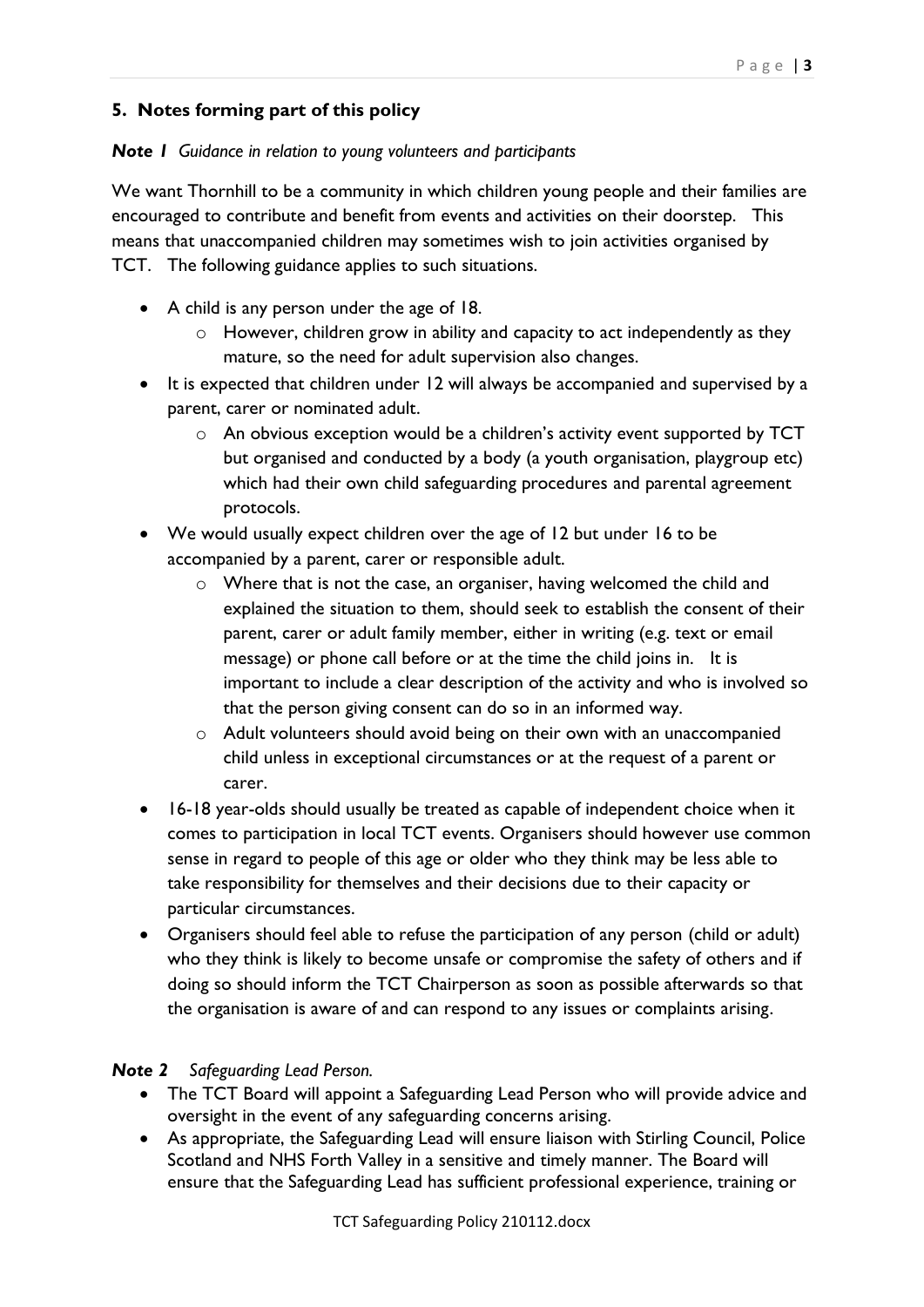## 5. Notes forming part of this policy

***Note 1*** *Guidance in relation to young volunteers and participants*

We want Thornhill to be a community in which children young people and their families are encouraged to contribute and benefit from events and activities on their doorstep. This means that unaccompanied children may sometimes wish to join activities organised by TCT. The following guidance applies to such situations.

- A child is any person under the age of 18.
  - However, children grow in ability and capacity to act independently as they mature, so the need for adult supervision also changes.
- It is expected that children under 12 will always be accompanied and supervised by a parent, carer or nominated adult.
  - An obvious exception would be a children's activity event supported by TCT but organised and conducted by a body (a youth organisation, playgroup etc) which had their own child safeguarding procedures and parental agreement protocols.
- We would usually expect children over the age of 12 but under 16 to be accompanied by a parent, carer or responsible adult.
  - Where that is not the case, an organiser, having welcomed the child and explained the situation to them, should seek to establish the consent of their parent, carer or adult family member, either in writing (e.g. text or email message) or phone call before or at the time the child joins in. It is important to include a clear description of the activity and who is involved so that the person giving consent can do so in an informed way.
  - Adult volunteers should avoid being on their own with an unaccompanied child unless in exceptional circumstances or at the request of a parent or carer.
- 16-18 year-olds should usually be treated as capable of independent choice when it comes to participation in local TCT events. Organisers should however use common sense in regard to people of this age or older who they think may be less able to take responsibility for themselves and their decisions due to their capacity or particular circumstances.
- Organisers should feel able to refuse the participation of any person (child or adult) who they think is likely to become unsafe or compromise the safety of others and if doing so should inform the TCT Chairperson as soon as possible afterwards so that the organisation is aware of and can respond to any issues or complaints arising.

***Note 2*** *Safeguarding Lead Person.*

- The TCT Board will appoint a Safeguarding Lead Person who will provide advice and oversight in the event of any safeguarding concerns arising.
- As appropriate, the Safeguarding Lead will ensure liaison with Stirling Council, Police Scotland and NHS Forth Valley in a sensitive and timely manner. The Board will ensure that the Safeguarding Lead has sufficient professional experience, training or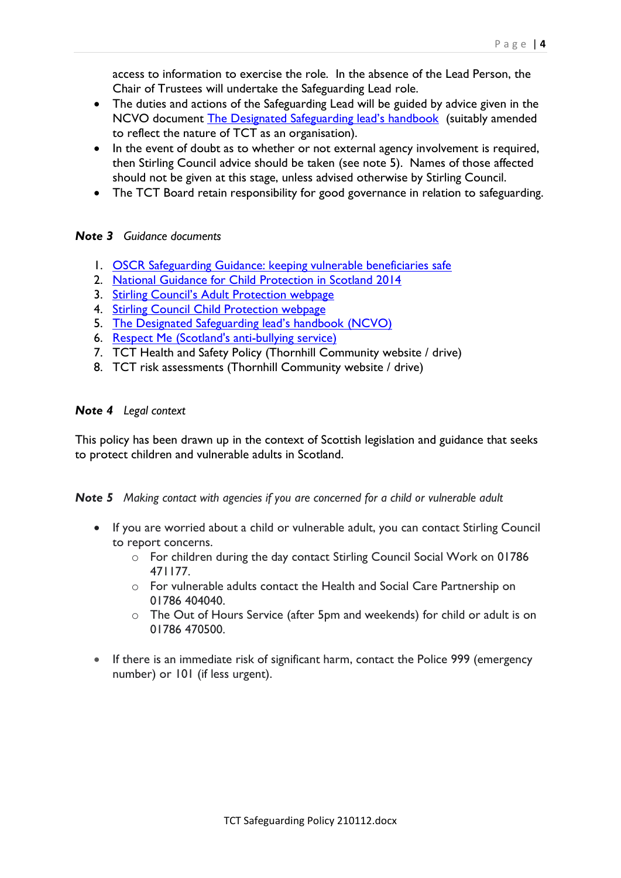access to information to exercise the role. In the absence of the Lead Person, the Chair of Trustees will undertake the Safeguarding Lead role.

- The duties and actions of the Safeguarding Lead will be guided by advice given in the NCVO document The Designated Safeguarding lead's handbook (suitably amended to reflect the nature of TCT as an organisation).
- In the event of doubt as to whether or not external agency involvement is required, then Stirling Council advice should be taken (see note 5). Names of those affected should not be given at this stage, unless advised otherwise by Stirling Council.
- The TCT Board retain responsibility for good governance in relation to safeguarding.

***Note 3*** *Guidance documents*

1. OSCR Safeguarding Guidance: keeping vulnerable beneficiaries safe
2. National Guidance for Child Protection in Scotland 2014
3. Stirling Council's Adult Protection webpage
4. Stirling Council Child Protection webpage
5. The Designated Safeguarding lead's handbook (NCVO)
6. Respect Me (Scotland's anti-bullying service)
7. TCT Health and Safety Policy (Thornhill Community website / drive)
8. TCT risk assessments (Thornhill Community website / drive)

***Note 4*** *Legal context*

This policy has been drawn up in the context of Scottish legislation and guidance that seeks to protect children and vulnerable adults in Scotland.

***Note 5*** *Making contact with agencies if you are concerned for a child or vulnerable adult*

- If you are worried about a child or vulnerable adult, you can contact Stirling Council to report concerns.
  - For children during the day contact Stirling Council Social Work on 01786 471177.
  - For vulnerable adults contact the Health and Social Care Partnership on 01786 404040.
  - The Out of Hours Service (after 5pm and weekends) for child or adult is on 01786 470500.

- If there is an immediate risk of significant harm, contact the Police 999 (emergency number) or 101 (if less urgent).